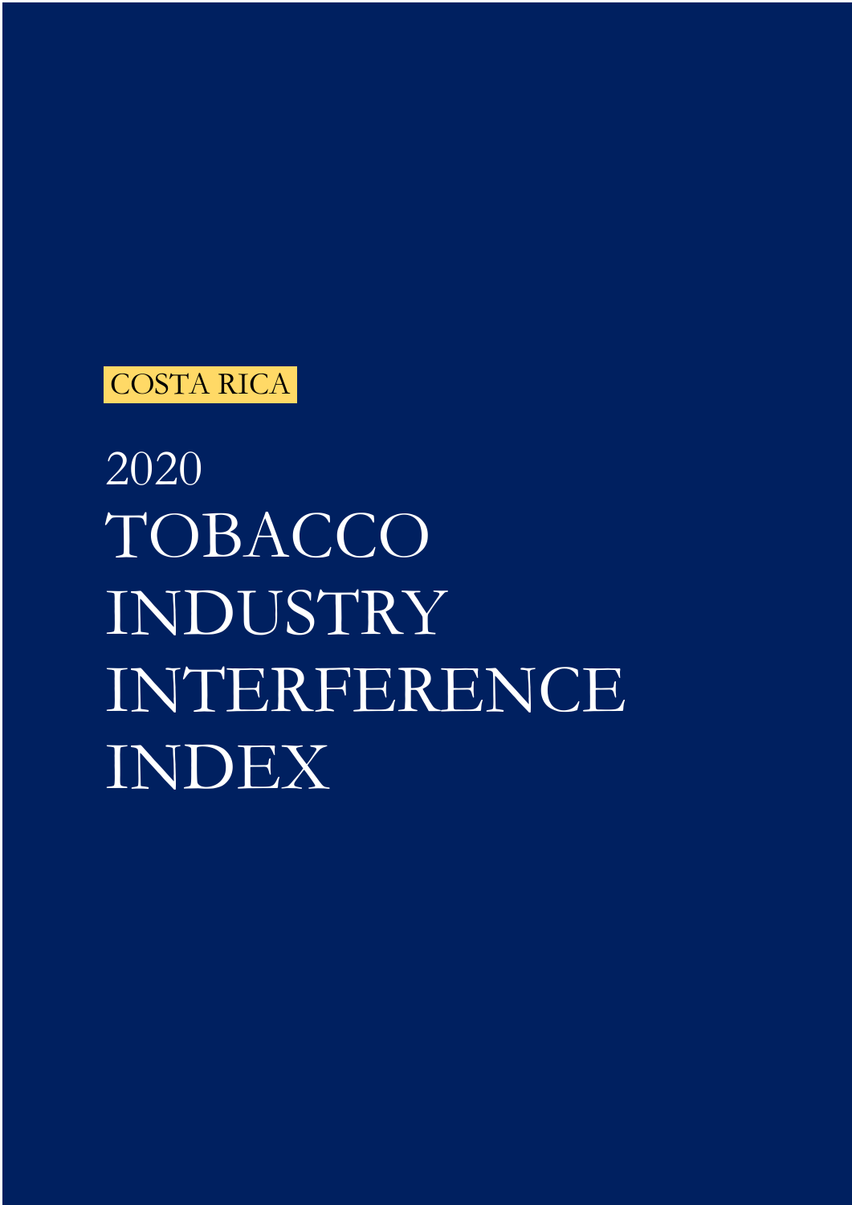COSTA RICA

# 2020 TOBACCO INDUSTRY INTERFERENCE INDEX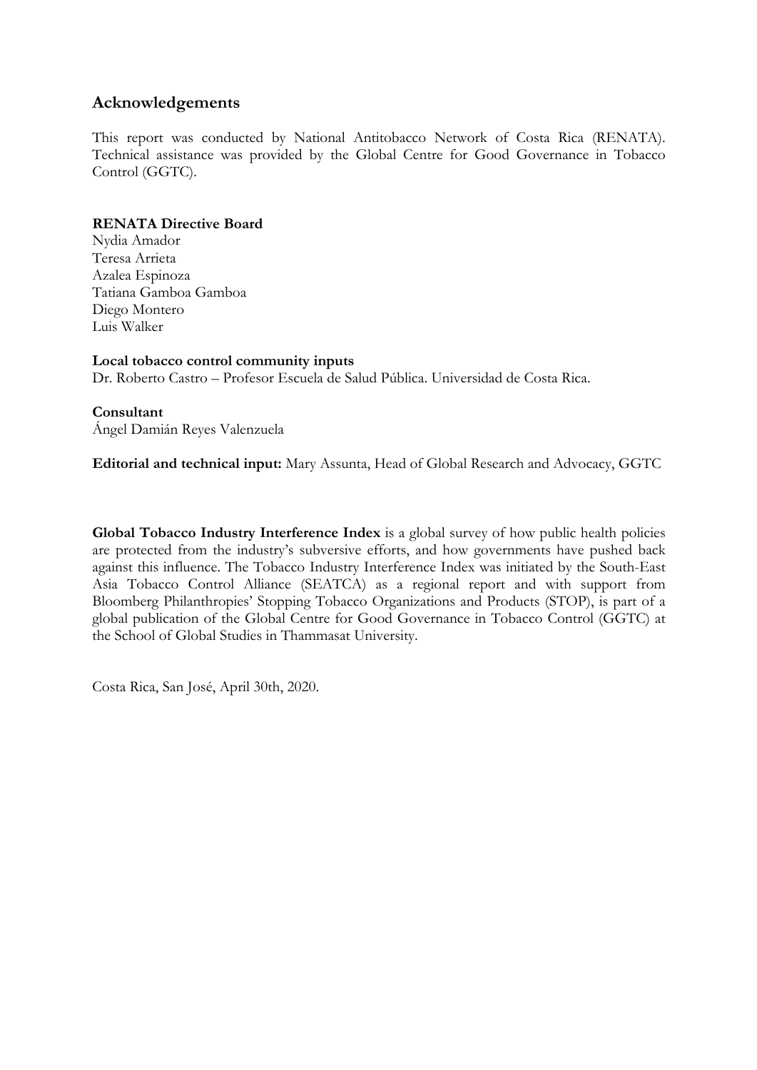## Acknowledgements

This report was conducted by National Antitobacco Network of Costa Rica (RENATA). Technical assistance was provided by the Global Centre for Good Governance in Tobacco Control (GGTC).

**RENATA Directive Board**
Nydia Amador
Teresa Arrieta
Azalea Espinoza
Tatiana Gamboa Gamboa
Diego Montero
Luis Walker

**Local tobacco control community inputs**
Dr. Roberto Castro – Profesor Escuela de Salud Pública. Universidad de Costa Rica.

**Consultant**
Ángel Damián Reyes Valenzuela

**Editorial and technical input:** Mary Assunta, Head of Global Research and Advocacy, GGTC

**Global Tobacco Industry Interference Index** is a global survey of how public health policies are protected from the industry's subversive efforts, and how governments have pushed back against this influence. The Tobacco Industry Interference Index was initiated by the South-East Asia Tobacco Control Alliance (SEATCA) as a regional report and with support from Bloomberg Philanthropies' Stopping Tobacco Organizations and Products (STOP), is part of a global publication of the Global Centre for Good Governance in Tobacco Control (GGTC) at the School of Global Studies in Thammasat University.

Costa Rica, San José, April 30th, 2020.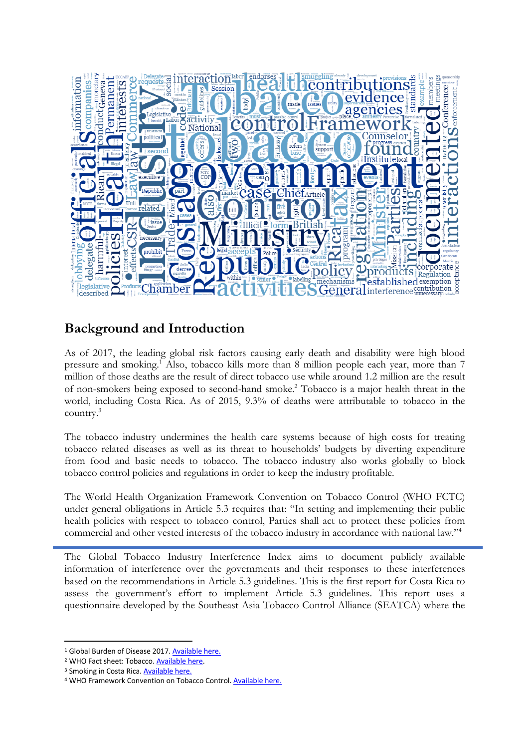## Background and Introduction

As of 2017, the leading global risk factors causing early death and disability were high blood pressure and smoking.[1] Also, tobacco kills more than 8 million people each year, more than 7 million of those deaths are the result of direct tobacco use while around 1.2 million are the result of non-smokers being exposed to second-hand smoke.[2] Tobacco is a major health threat in the world, including Costa Rica. As of 2015, 9.3% of deaths were attributable to tobacco in the country.[3]

The tobacco industry undermines the health care systems because of high costs for treating tobacco related diseases as well as its threat to households' budgets by diverting expenditure from food and basic needs to tobacco. The tobacco industry also works globally to block tobacco control policies and regulations in order to keep the industry profitable.

The World Health Organization Framework Convention on Tobacco Control (WHO FCTC) under general obligations in Article 5.3 requires that: "In setting and implementing their public health policies with respect to tobacco control, Parties shall act to protect these policies from commercial and other vested interests of the tobacco industry in accordance with national law."[4]

The Global Tobacco Industry Interference Index aims to document publicly available information of interference over the governments and their responses to these interferences based on the recommendations in Article 5.3 guidelines. This is the first report for Costa Rica to assess the government's effort to implement Article 5.3 guidelines. This report uses a questionnaire developed by the Southeast Asia Tobacco Control Alliance (SEATCA) where the

---

[1] Global Burden of Disease 2017. Available here.

[2] WHO Fact sheet: Tobacco. Available here.

[3] Smoking in Costa Rica. Available here.

[4] WHO Framework Convention on Tobacco Control. Available here.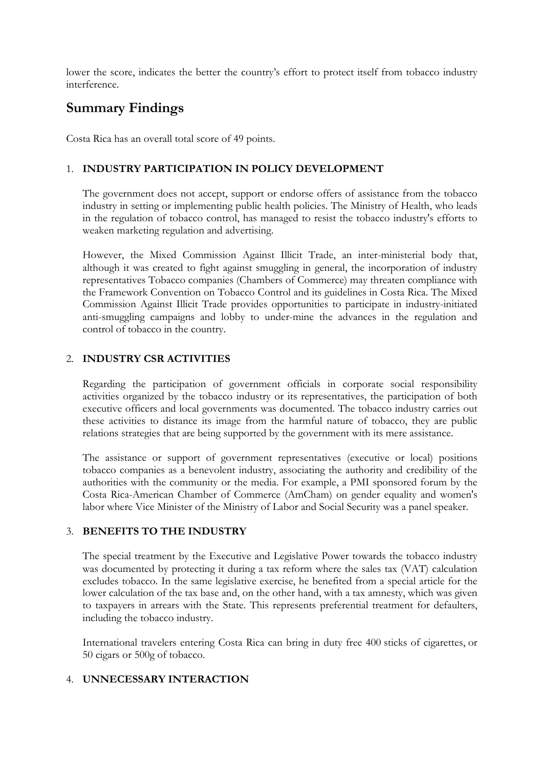lower the score, indicates the better the country's effort to protect itself from tobacco industry interference.

## Summary Findings

Costa Rica has an overall total score of 49 points.

1. **INDUSTRY PARTICIPATION IN POLICY DEVELOPMENT**

   The government does not accept, support or endorse offers of assistance from the tobacco industry in setting or implementing public health policies. The Ministry of Health, who leads in the regulation of tobacco control, has managed to resist the tobacco industry's efforts to weaken marketing regulation and advertising.

   However, the Mixed Commission Against Illicit Trade, an inter-ministerial body that, although it was created to fight against smuggling in general, the incorporation of industry representatives Tobacco companies (Chambers of Commerce) may threaten compliance with the Framework Convention on Tobacco Control and its guidelines in Costa Rica. The Mixed Commission Against Illicit Trade provides opportunities to participate in industry-initiated anti-smuggling campaigns and lobby to under-mine the advances in the regulation and control of tobacco in the country.

2. **INDUSTRY CSR ACTIVITIES**

   Regarding the participation of government officials in corporate social responsibility activities organized by the tobacco industry or its representatives, the participation of both executive officers and local governments was documented. The tobacco industry carries out these activities to distance its image from the harmful nature of tobacco, they are public relations strategies that are being supported by the government with its mere assistance.

   The assistance or support of government representatives (executive or local) positions tobacco companies as a benevolent industry, associating the authority and credibility of the authorities with the community or the media. For example, a PMI sponsored forum by the Costa Rica-American Chamber of Commerce (AmCham) on gender equality and women's labor where Vice Minister of the Ministry of Labor and Social Security was a panel speaker.

3. **BENEFITS TO THE INDUSTRY**

   The special treatment by the Executive and Legislative Power towards the tobacco industry was documented by protecting it during a tax reform where the sales tax (VAT) calculation excludes tobacco. In the same legislative exercise, he benefited from a special article for the lower calculation of the tax base and, on the other hand, with a tax amnesty, which was given to taxpayers in arrears with the State. This represents preferential treatment for defaulters, including the tobacco industry.

   International travelers entering Costa Rica can bring in duty free 400 sticks of cigarettes, or 50 cigars or 500g of tobacco.

4. **UNNECESSARY INTERACTION**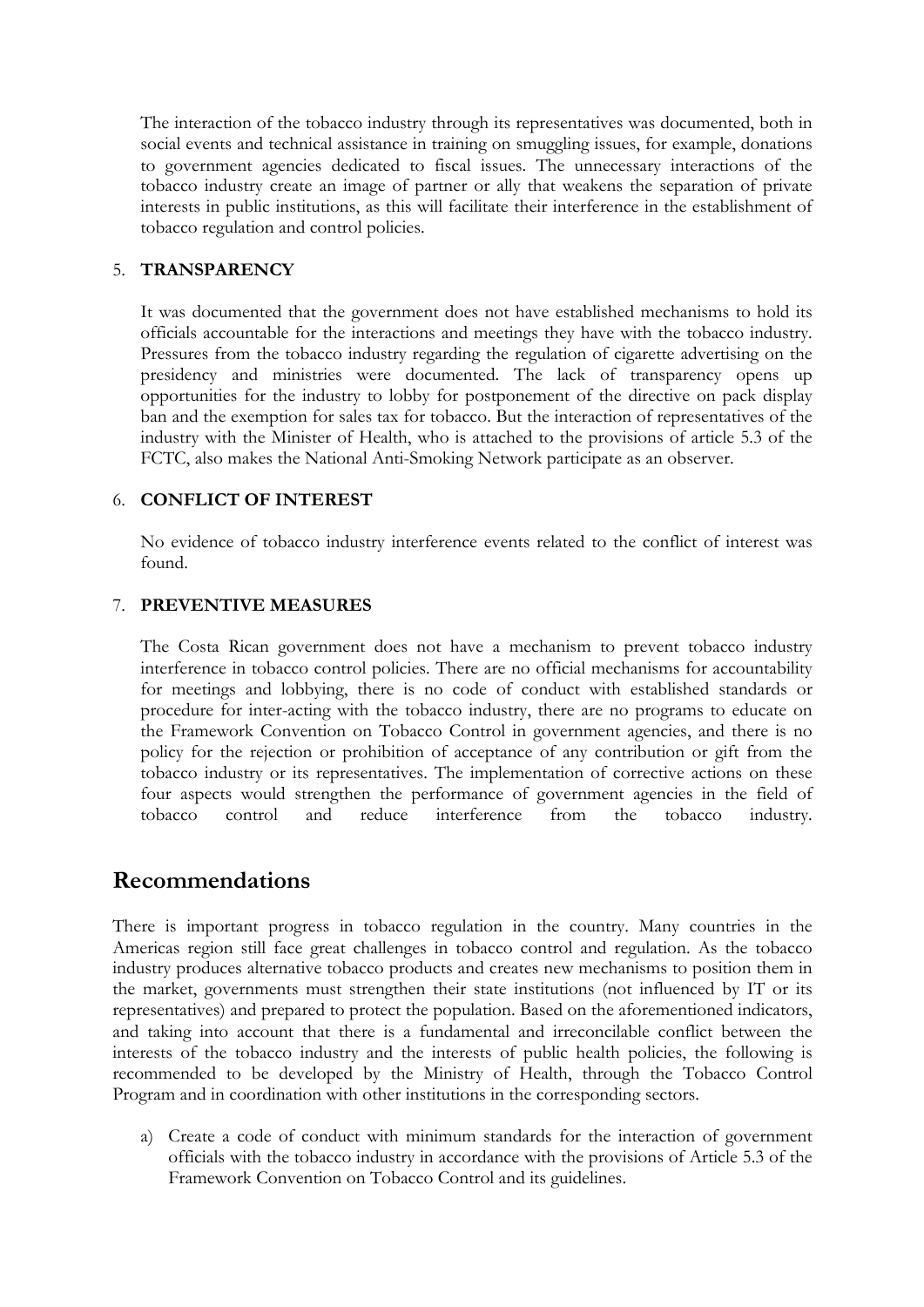The interaction of the tobacco industry through its representatives was documented, both in social events and technical assistance in training on smuggling issues, for example, donations to government agencies dedicated to fiscal issues. The unnecessary interactions of the tobacco industry create an image of partner or ally that weakens the separation of private interests in public institutions, as this will facilitate their interference in the establishment of tobacco regulation and control policies.

5. **TRANSPARENCY**

   It was documented that the government does not have established mechanisms to hold its officials accountable for the interactions and meetings they have with the tobacco industry. Pressures from the tobacco industry regarding the regulation of cigarette advertising on the presidency and ministries were documented. The lack of transparency opens up opportunities for the industry to lobby for postponement of the directive on pack display ban and the exemption for sales tax for tobacco. But the interaction of representatives of the industry with the Minister of Health, who is attached to the provisions of article 5.3 of the FCTC, also makes the National Anti-Smoking Network participate as an observer.

6. **CONFLICT OF INTEREST**

   No evidence of tobacco industry interference events related to the conflict of interest was found.

7. **PREVENTIVE MEASURES**

   The Costa Rican government does not have a mechanism to prevent tobacco industry interference in tobacco control policies. There are no official mechanisms for accountability for meetings and lobbying, there is no code of conduct with established standards or procedure for inter-acting with the tobacco industry, there are no programs to educate on the Framework Convention on Tobacco Control in government agencies, and there is no policy for the rejection or prohibition of acceptance of any contribution or gift from the tobacco industry or its representatives. The implementation of corrective actions on these four aspects would strengthen the performance of government agencies in the field of tobacco control and reduce interference from the tobacco industry.

## Recommendations

There is important progress in tobacco regulation in the country. Many countries in the Americas region still face great challenges in tobacco control and regulation. As the tobacco industry produces alternative tobacco products and creates new mechanisms to position them in the market, governments must strengthen their state institutions (not influenced by IT or its representatives) and prepared to protect the population. Based on the aforementioned indicators, and taking into account that there is a fundamental and irreconcilable conflict between the interests of the tobacco industry and the interests of public health policies, the following is recommended to be developed by the Ministry of Health, through the Tobacco Control Program and in coordination with other institutions in the corresponding sectors.

a) Create a code of conduct with minimum standards for the interaction of government officials with the tobacco industry in accordance with the provisions of Article 5.3 of the Framework Convention on Tobacco Control and its guidelines.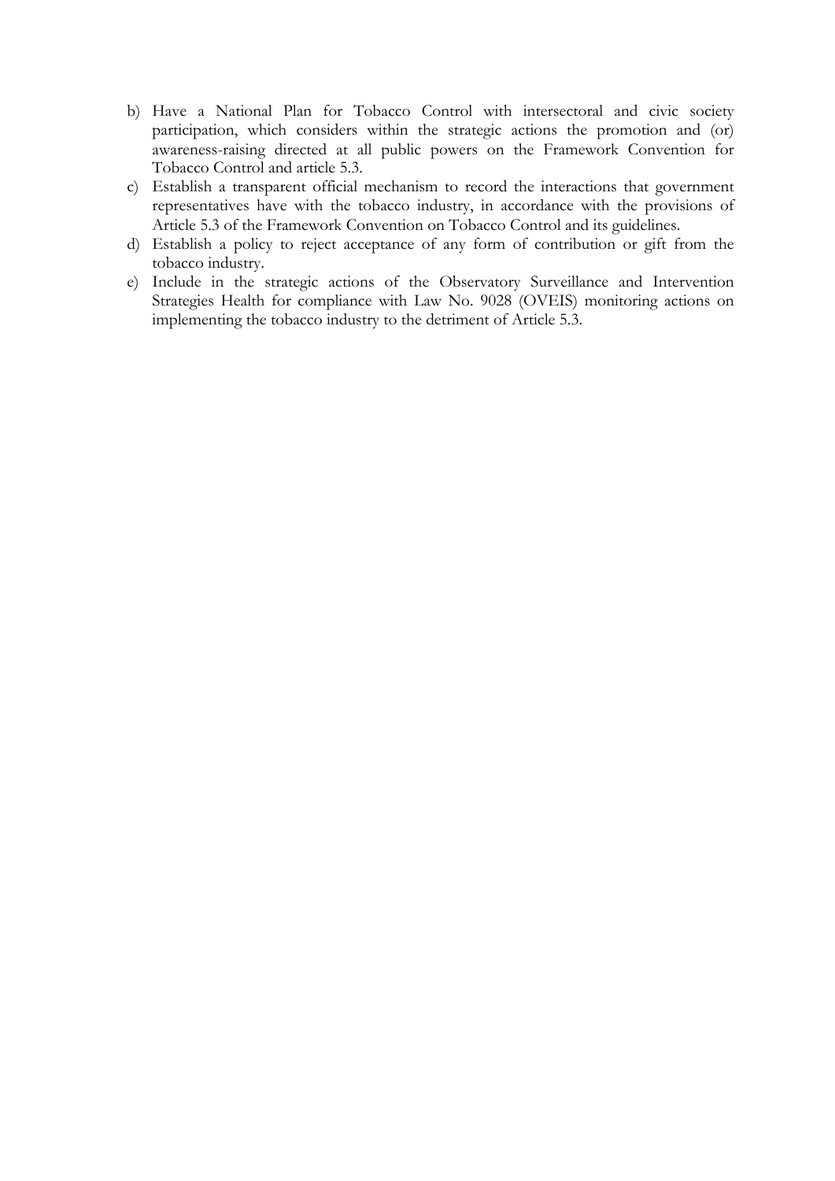b) Have a National Plan for Tobacco Control with intersectoral and civic society participation, which considers within the strategic actions the promotion and (or) awareness-raising directed at all public powers on the Framework Convention for Tobacco Control and article 5.3.
c) Establish a transparent official mechanism to record the interactions that government representatives have with the tobacco industry, in accordance with the provisions of Article 5.3 of the Framework Convention on Tobacco Control and its guidelines.
d) Establish a policy to reject acceptance of any form of contribution or gift from the tobacco industry.
e) Include in the strategic actions of the Observatory Surveillance and Intervention Strategies Health for compliance with Law No. 9028 (OVEIS) monitoring actions on implementing the tobacco industry to the detriment of Article 5.3.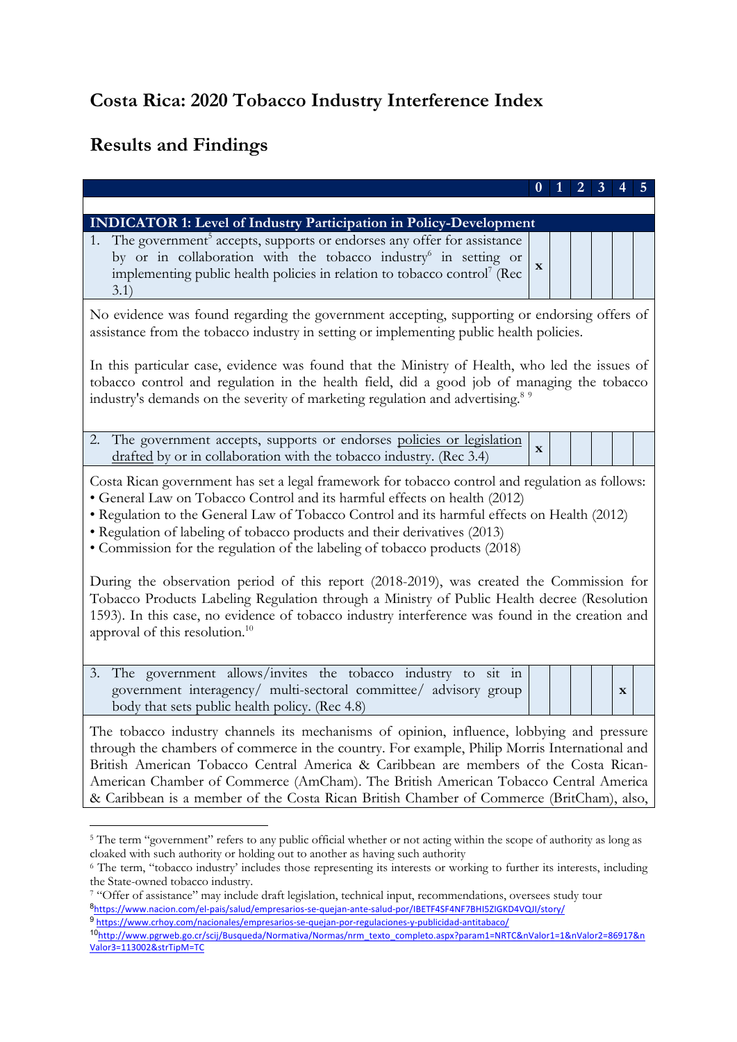# Costa Rica: 2020 Tobacco Industry Interference Index

# Results and Findings

| | 0 | 1 | 2 | 3 | 4 | 5 |
|---|---|---|---|---|---|---|
| **INDICATOR 1: Level of Industry Participation in Policy-Development** | | | | | | |
| 1. The government[5] accepts, supports or endorses any offer for assistance by or in collaboration with the tobacco industry[6] in setting or implementing public health policies in relation to tobacco control[7] (Rec 3.1) | x | | | | | |
| No evidence was found regarding the government accepting, supporting or endorsing offers of assistance from the tobacco industry in setting or implementing public health policies.<br><br>In this particular case, evidence was found that the Ministry of Health, who led the issues of tobacco control and regulation in the health field, did a good job of managing the tobacco industry's demands on the severity of marketing regulation and advertising.[8] [9] | | | | | | |
| 2. The government accepts, supports or endorses policies or legislation drafted by or in collaboration with the tobacco industry. (Rec 3.4) | x | | | | | |
| Costa Rican government has set a legal framework for tobacco control and regulation as follows:<br>• General Law on Tobacco Control and its harmful effects on health (2012)<br>• Regulation to the General Law of Tobacco Control and its harmful effects on Health (2012)<br>• Regulation of labeling of tobacco products and their derivatives (2013)<br>• Commission for the regulation of the labeling of tobacco products (2018)<br><br>During the observation period of this report (2018-2019), was created the Commission for Tobacco Products Labeling Regulation through a Ministry of Public Health decree (Resolution 1593). In this case, no evidence of tobacco industry interference was found in the creation and approval of this resolution.[10] | | | | | | |
| 3. The government allows/invites the tobacco industry to sit in government interagency/ multi-sectoral committee/ advisory group body that sets public health policy. (Rec 4.8) | | | | | x | |
| The tobacco industry channels its mechanisms of opinion, influence, lobbying and pressure through the chambers of commerce in the country. For example, Philip Morris International and British American Tobacco Central America & Caribbean are members of the Costa Rican-American Chamber of Commerce (AmCham). The British American Tobacco Central America & Caribbean is a member of the Costa Rican British Chamber of Commerce (BritCham), also, | | | | | | |

[5] The term "government" refers to any public official whether or not acting within the scope of authority as long as cloaked with such authority or holding out to another as having such authority

[6] The term, "tobacco industry' includes those representing its interests or working to further its interests, including the State-owned tobacco industry.

[7] "Offer of assistance" may include draft legislation, technical input, recommendations, oversees study tour

[8] https://www.nacion.com/el-pais/salud/empresarios-se-quejan-ante-salud-por/IBETF4SF4NF7BHI5ZIGKD4VQJI/story/

[9] https://www.crhoy.com/nacionales/empresarios-se-quejan-por-regulaciones-y-publicidad-antitabaco/

[10] http://www.pgrweb.go.cr/scij/Busqueda/Normativa/Normas/nrm_texto_completo.aspx?param1=NRTC&nValor1=1&nValor2=86917&nValor3=113002&strTipM=TC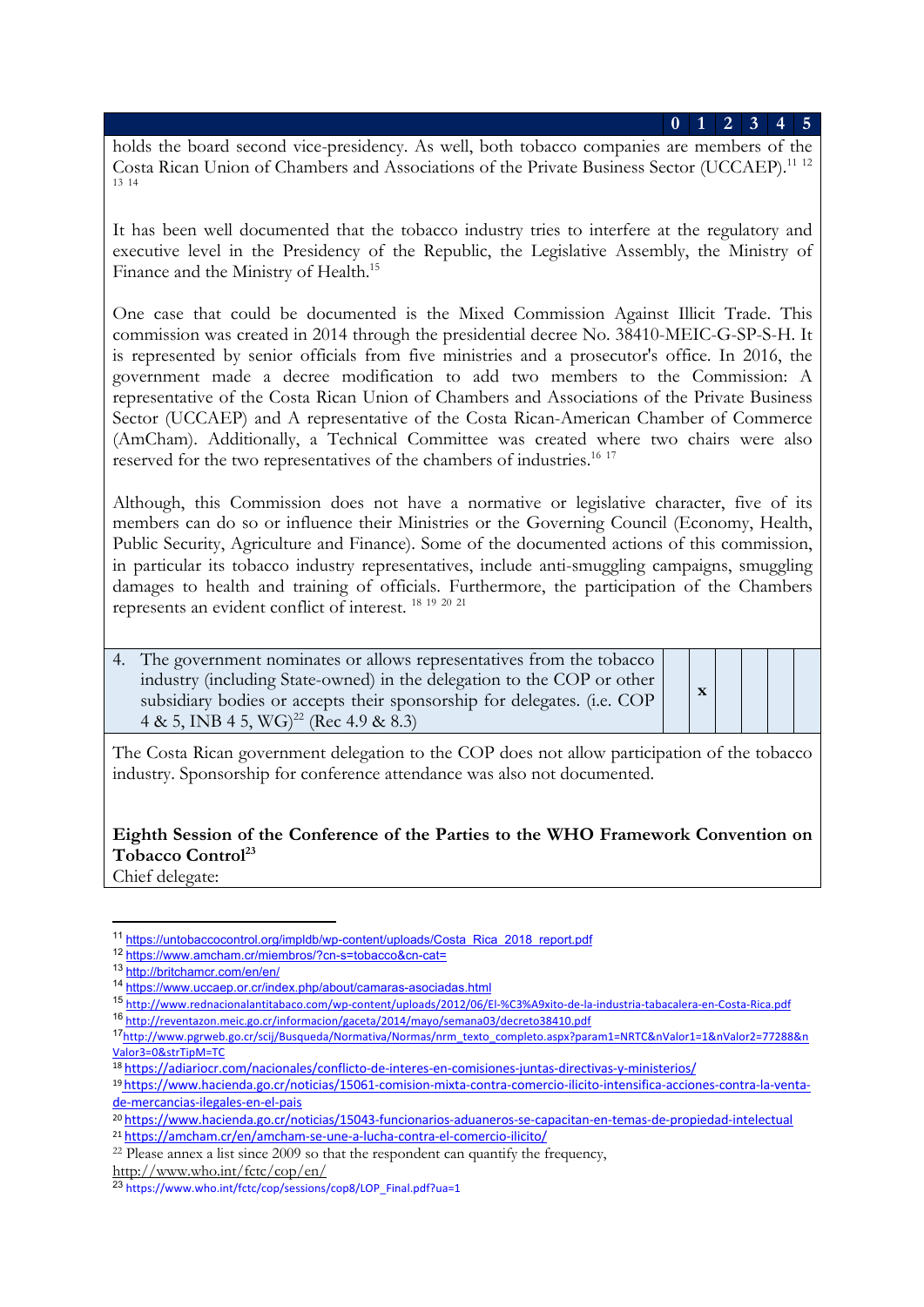| | 0 | 1 | 2 | 3 | 4 | 5 |
|---|---|---|---|---|---|---|

holds the board second vice-presidency. As well, both tobacco companies are members of the Costa Rican Union of Chambers and Associations of the Private Business Sector (UCCAEP).[11] [12] [13] [14]

It has been well documented that the tobacco industry tries to interfere at the regulatory and executive level in the Presidency of the Republic, the Legislative Assembly, the Ministry of Finance and the Ministry of Health.[15]

One case that could be documented is the Mixed Commission Against Illicit Trade. This commission was created in 2014 through the presidential decree No. 38410-MEIC-G-SP-S-H. It is represented by senior officials from five ministries and a prosecutor's office. In 2016, the government made a decree modification to add two members to the Commission: A representative of the Costa Rican Union of Chambers and Associations of the Private Business Sector (UCCAEP) and A representative of the Costa Rican-American Chamber of Commerce (AmCham). Additionally, a Technical Committee was created where two chairs were also reserved for the two representatives of the chambers of industries.[16] [17]

Although, this Commission does not have a normative or legislative character, five of its members can do so or influence their Ministries or the Governing Council (Economy, Health, Public Security, Agriculture and Finance). Some of the documented actions of this commission, in particular its tobacco industry representatives, include anti-smuggling campaigns, smuggling damages to health and training of officials. Furthermore, the participation of the Chambers represents an evident conflict of interest. [18] [19] [20] [21]

| | 0 | 1 | 2 | 3 | 4 | 5 |
|---|---|---|---|---|---|---|
| 4. The government nominates or allows representatives from the tobacco industry (including State-owned) in the delegation to the COP or other subsidiary bodies or accepts their sponsorship for delegates. (i.e. COP 4 & 5, INB 4 5, WG)[22] (Rec 4.9 & 8.3) | x | | | | | |

The Costa Rican government delegation to the COP does not allow participation of the tobacco industry. Sponsorship for conference attendance was also not documented.

**Eighth Session of the Conference of the Parties to the WHO Framework Convention on Tobacco Control**[23]

Chief delegate:

---

[11] https://untobaccocontrol.org/impldb/wp-content/uploads/Costa_Rica_2018_report.pdf
[12] https://www.amcham.cr/miembros/?cn-s=tobacco&cn-cat=
[13] http://britchamcr.com/en/en/
[14] https://www.uccaep.or.cr/index.php/about/camaras-asociadas.html
[15] http://www.rednacionalantitabaco.com/wp-content/uploads/2012/06/El-%C3%A9xito-de-la-industria-tabacalera-en-Costa-Rica.pdf
[16] http://reventazon.meic.go.cr/informacion/gaceta/2014/mayo/semana03/decreto38410.pdf
[17] http://www.pgrweb.go.cr/scij/Busqueda/Normativa/Normas/nrm_texto_completo.aspx?param1=NRTC&nValor1=1&nValor2=77288&nValor3=0&strTipM=TC
[18] https://adiariocr.com/nacionales/conflicto-de-interes-en-comisiones-juntas-directivas-y-ministerios/
[19] https://www.hacienda.go.cr/noticias/15061-comision-mixta-contra-comercio-ilicito-intensifica-acciones-contra-la-venta-de-mercancias-ilegales-en-el-pais
[20] https://www.hacienda.go.cr/noticias/15043-funcionarios-aduaneros-se-capacitan-en-temas-de-propiedad-intelectual
[21] https://amcham.cr/en/amcham-se-une-a-lucha-contra-el-comercio-ilicito/
[22] Please annex a list since 2009 so that the respondent can quantify the frequency, http://www.who.int/fctc/cop/en/
[23] https://www.who.int/fctc/cop/sessions/cop8/LOP_Final.pdf?ua=1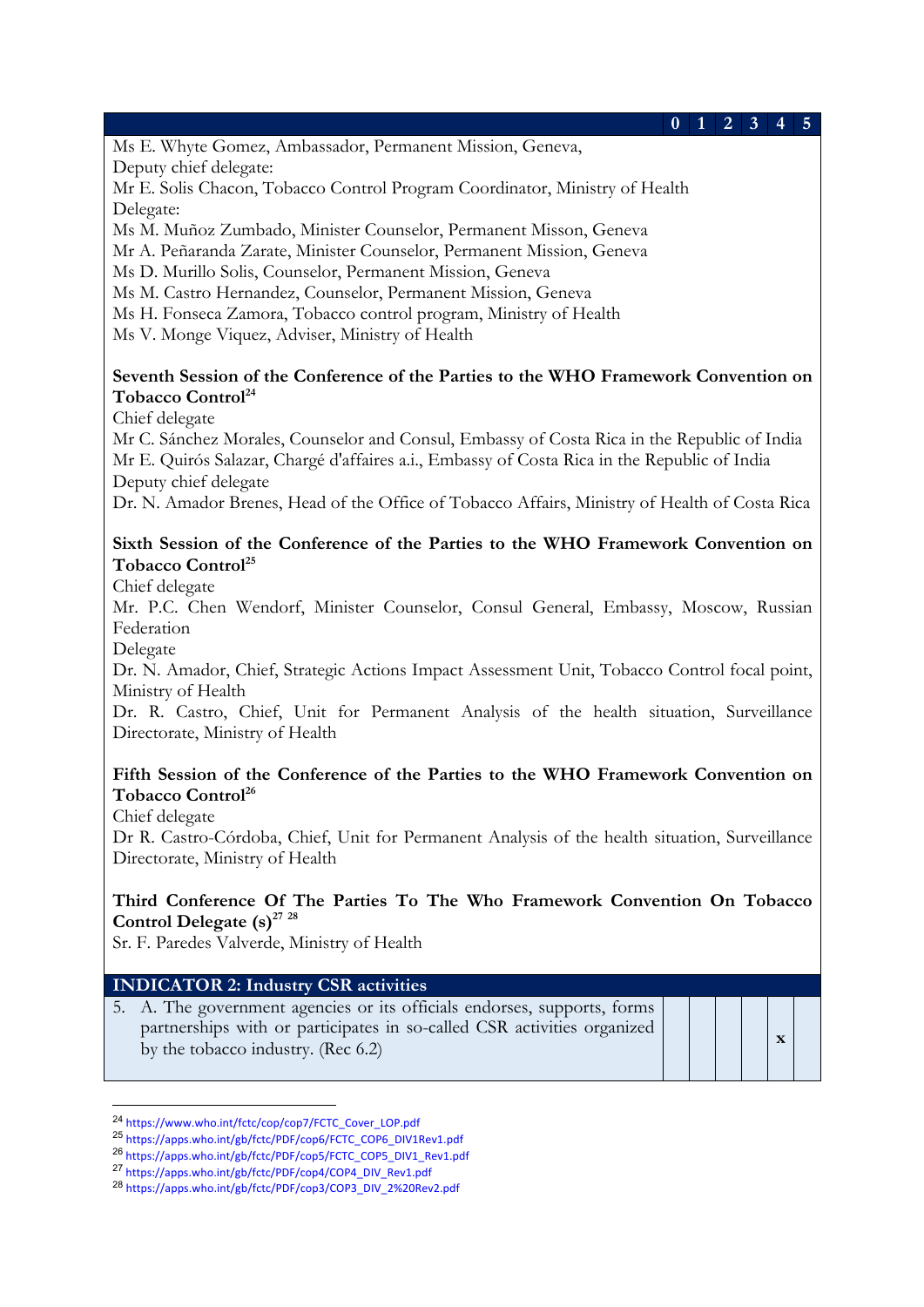| | 0 | 1 | 2 | 3 | 4 | 5 |
|---|---|---|---|---|---|---|
| Ms E. Whyte Gomez, Ambassador, Permanent Mission, Geneva,<br>Deputy chief delegate:<br>Mr E. Solis Chacon, Tobacco Control Program Coordinator, Ministry of Health<br>Delegate:<br>Ms M. Muñoz Zumbado, Minister Counselor, Permanent Misson, Geneva<br>Mr A. Peñaranda Zarate, Minister Counselor, Permanent Mission, Geneva<br>Ms D. Murillo Solis, Counselor, Permanent Mission, Geneva<br>Ms M. Castro Hernandez, Counselor, Permanent Mission, Geneva<br>Ms H. Fonseca Zamora, Tobacco control program, Ministry of Health<br>Ms V. Monge Viquez, Adviser, Ministry of Health<br><br>**Seventh Session of the Conference of the Parties to the WHO Framework Convention on Tobacco Control**[24]<br>Chief delegate<br>Mr C. Sánchez Morales, Counselor and Consul, Embassy of Costa Rica in the Republic of India<br>Mr E. Quirós Salazar, Chargé d'affaires a.i., Embassy of Costa Rica in the Republic of India<br>Deputy chief delegate<br>Dr. N. Amador Brenes, Head of the Office of Tobacco Affairs, Ministry of Health of Costa Rica<br><br>**Sixth Session of the Conference of the Parties to the WHO Framework Convention on Tobacco Control**[25]<br>Chief delegate<br>Mr. P.C. Chen Wendorf, Minister Counselor, Consul General, Embassy, Moscow, Russian Federation<br>Delegate<br>Dr. N. Amador, Chief, Strategic Actions Impact Assessment Unit, Tobacco Control focal point, Ministry of Health<br>Dr. R. Castro, Chief, Unit for Permanent Analysis of the health situation, Surveillance Directorate, Ministry of Health<br><br>**Fifth Session of the Conference of the Parties to the WHO Framework Convention on Tobacco Control**[26]<br>Chief delegate<br>Dr R. Castro-Córdoba, Chief, Unit for Permanent Analysis of the health situation, Surveillance Directorate, Ministry of Health<br><br>**Third Conference Of The Parties To The Who Framework Convention On Tobacco Control Delegate (s)**[27] [28]<br>Sr. F. Paredes Valverde, Ministry of Health | | | | | | |
| **INDICATOR 2: Industry CSR activities** | | | | | | |
| 5. A. The government agencies or its officials endorses, supports, forms partnerships with or participates in so-called CSR activities organized by the tobacco industry. (Rec 6.2) | | | | | x | |

[24] https://www.who.int/fctc/cop/cop7/FCTC_Cover_LOP.pdf

[25] https://apps.who.int/gb/fctc/PDF/cop6/FCTC_COP6_DIV1Rev1.pdf

[26] https://apps.who.int/gb/fctc/PDF/cop5/FCTC_COP5_DIV1_Rev1.pdf

[27] https://apps.who.int/gb/fctc/PDF/cop4/COP4_DIV_Rev1.pdf

[28] https://apps.who.int/gb/fctc/PDF/cop3/COP3_DIV_2%20Rev2.pdf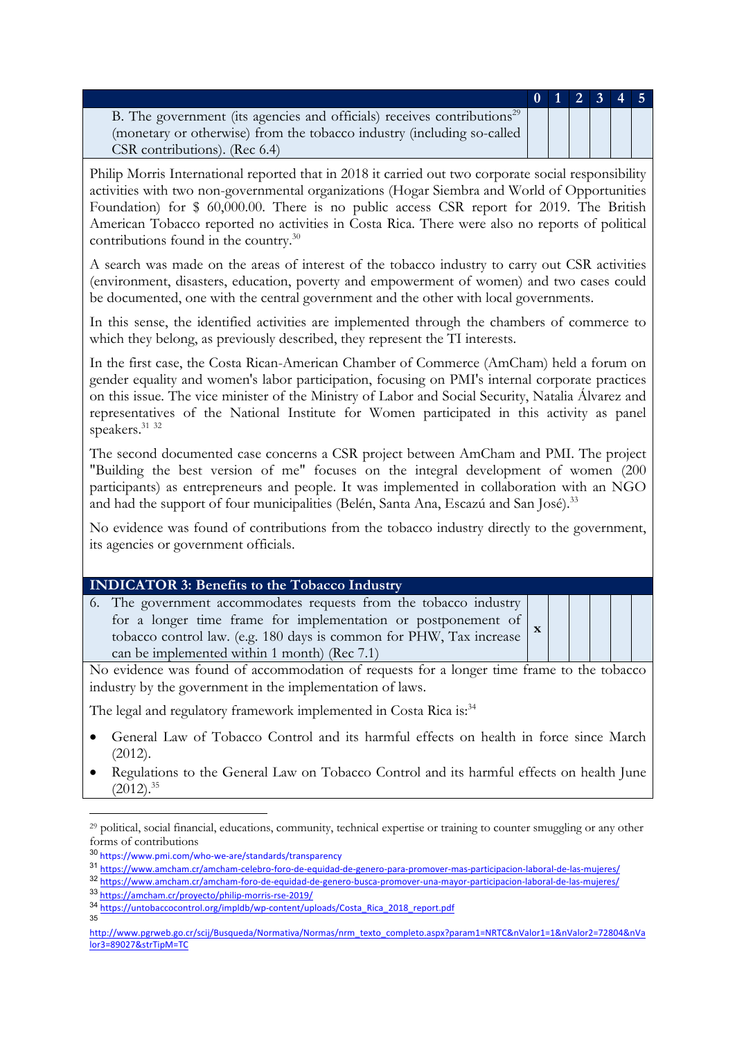| | 0 | 1 | 2 | 3 | 4 | 5 |
|---|---|---|---|---|---|---|
| B. The government (its agencies and officials) receives contributions[29] (monetary or otherwise) from the tobacco industry (including so-called CSR contributions). (Rec 6.4) | | | | | | |

Philip Morris International reported that in 2018 it carried out two corporate social responsibility activities with two non-governmental organizations (Hogar Siembra and World of Opportunities Foundation) for $ 60,000.00. There is no public access CSR report for 2019. The British American Tobacco reported no activities in Costa Rica. There were also no reports of political contributions found in the country.[30]

A search was made on the areas of interest of the tobacco industry to carry out CSR activities (environment, disasters, education, poverty and empowerment of women) and two cases could be documented, one with the central government and the other with local governments.

In this sense, the identified activities are implemented through the chambers of commerce to which they belong, as previously described, they represent the TI interests.

In the first case, the Costa Rican-American Chamber of Commerce (AmCham) held a forum on gender equality and women's labor participation, focusing on PMI's internal corporate practices on this issue. The vice minister of the Ministry of Labor and Social Security, Natalia Álvarez and representatives of the National Institute for Women participated in this activity as panel speakers.[31] [32]

The second documented case concerns a CSR project between AmCham and PMI. The project "Building the best version of me" focuses on the integral development of women (200 participants) as entrepreneurs and people. It was implemented in collaboration with an NGO and had the support of four municipalities (Belén, Santa Ana, Escazú and San José).[33]

No evidence was found of contributions from the tobacco industry directly to the government, its agencies or government officials.

| INDICATOR 3: Benefits to the Tobacco Industry | | | | | | |
|---|---|---|---|---|---|---|
| 6. The government accommodates requests from the tobacco industry for a longer time frame for implementation or postponement of tobacco control law. (e.g. 180 days is common for PHW, Tax increase can be implemented within 1 month) (Rec 7.1) | x | | | | | |

No evidence was found of accommodation of requests for a longer time frame to the tobacco industry by the government in the implementation of laws.

The legal and regulatory framework implemented in Costa Rica is:[34]

- General Law of Tobacco Control and its harmful effects on health in force since March (2012).
- Regulations to the General Law on Tobacco Control and its harmful effects on health June (2012).[35]

---

[29] political, social financial, educations, community, technical expertise or training to counter smuggling or any other forms of contributions

[30] https://www.pmi.com/who-we-are/standards/transparency

[31] https://www.amcham.cr/amcham-celebro-foro-de-equidad-de-genero-para-promover-mas-participacion-laboral-de-las-mujeres/

[32] https://www.amcham.cr/amcham-foro-de-equidad-de-genero-busca-promover-una-mayor-participacion-laboral-de-las-mujeres/

[33] https://amcham.cr/proyecto/philip-morris-rse-2019/

[34] https://untobaccocontrol.org/impldb/wp-content/uploads/Costa_Rica_2018_report.pdf

[35] http://www.pgrweb.go.cr/scij/Busqueda/Normativa/Normas/nrm_texto_completo.aspx?param1=NRTC&nValor1=1&nValor2=72804&nValor3=89027&strTipM=TC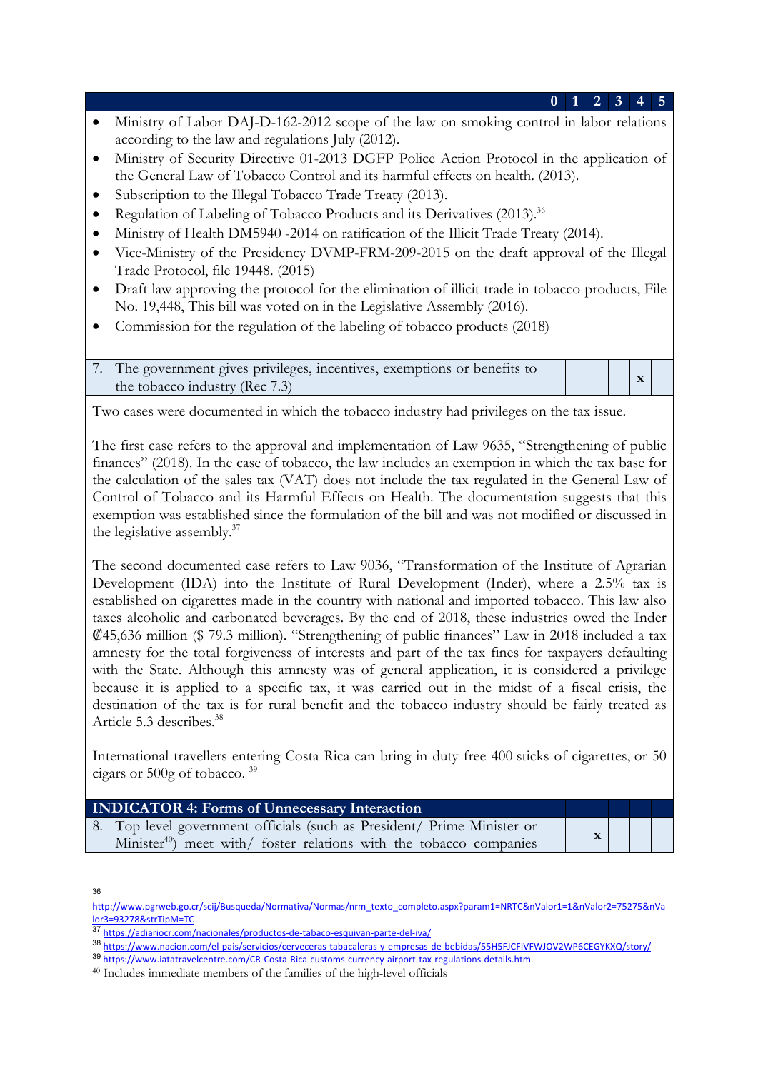| | 0 | 1 | 2 | 3 | 4 | 5 |
|---|---|---|---|---|---|---|
| • Ministry of Labor DAJ-D-162-2012 scope of the law on smoking control in labor relations according to the law and regulations July (2012).<br>• Ministry of Security Directive 01-2013 DGFP Police Action Protocol in the application of the General Law of Tobacco Control and its harmful effects on health. (2013).<br>• Subscription to the Illegal Tobacco Trade Treaty (2013).<br>• Regulation of Labeling of Tobacco Products and its Derivatives (2013).[36]<br>• Ministry of Health DM5940 -2014 on ratification of the Illicit Trade Treaty (2014).<br>• Vice-Ministry of the Presidency DVMP-FRM-209-2015 on the draft approval of the Illegal Trade Protocol, file 19448. (2015)<br>• Draft law approving the protocol for the elimination of illicit trade in tobacco products, File No. 19,448, This bill was voted on in the Legislative Assembly (2016).<br>• Commission for the regulation of the labeling of tobacco products (2018) | | | | | | |
| 7. The government gives privileges, incentives, exemptions or benefits to the tobacco industry (Rec 7.3) | | | | | x | |
| Two cases were documented in which the tobacco industry had privileges on the tax issue.<br><br>The first case refers to the approval and implementation of Law 9635, "Strengthening of public finances" (2018). In the case of tobacco, the law includes an exemption in which the tax base for the calculation of the sales tax (VAT) does not include the tax regulated in the General Law of Control of Tobacco and its Harmful Effects on Health. The documentation suggests that this exemption was established since the formulation of the bill and was not modified or discussed in the legislative assembly.[37]<br><br>The second documented case refers to Law 9036, "Transformation of the Institute of Agrarian Development (IDA) into the Institute of Rural Development (Inder), where a 2.5% tax is established on cigarettes made in the country with national and imported tobacco. This law also taxes alcoholic and carbonated beverages. By the end of 2018, these industries owed the Inder ₡45,636 million ($ 79.3 million). "Strengthening of public finances" Law in 2018 included a tax amnesty for the total forgiveness of interests and part of the tax fines for taxpayers defaulting with the State. Although this amnesty was of general application, it is considered a privilege because it is applied to a specific tax, it was carried out in the midst of a fiscal crisis, the destination of the tax is for rural benefit and the tobacco industry should be fairly treated as Article 5.3 describes.[38]<br><br>International travellers entering Costa Rica can bring in duty free 400 sticks of cigarettes, or 50 cigars or 500g of tobacco.[39] | | | | | | |
| **INDICATOR 4: Forms of Unnecessary Interaction** | | | | | | |
| 8. Top level government officials (such as President/ Prime Minister or Minister[40]) meet with/ foster relations with the tobacco companies | | | x | | | |

---

[36] http://www.pgrweb.go.cr/scij/Busqueda/Normativa/Normas/nrm_texto_completo.aspx?param1=NRTC&nValor1=1&nValor2=75275&nValor3=93278&strTipM=TC

[37] https://adiariocr.com/nacionales/productos-de-tabaco-esquivan-parte-del-iva/

[38] https://www.nacion.com/el-pais/servicios/cerveceras-tabacaleras-y-empresas-de-bebidas/55H5FJCFIVFWJOV2WP6CEGYKXQ/story/

[39] https://www.iatatravelcentre.com/CR-Costa-Rica-customs-currency-airport-tax-regulations-details.htm

[40] Includes immediate members of the families of the high-level officials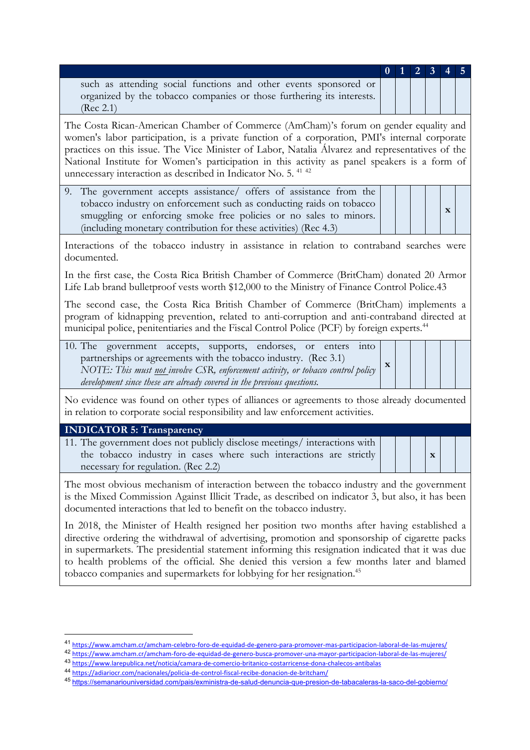| | 0 | 1 | 2 | 3 | 4 | 5 |
|---|---|---|---|---|---|---|
| such as attending social functions and other events sponsored or organized by the tobacco companies or those furthering its interests. (Rec 2.1) | | | | | | |

The Costa Rican-American Chamber of Commerce (AmCham)'s forum on gender equality and women's labor participation, is a private function of a corporation, PMI's internal corporate practices on this issue. The Vice Minister of Labor, Natalia Álvarez and representatives of the National Institute for Women's participation in this activity as panel speakers is a form of unnecessary interaction as described in Indicator No. 5. [41] [42]

| | 0 | 1 | 2 | 3 | 4 | 5 |
|---|---|---|---|---|---|---|
| 9. The government accepts assistance/ offers of assistance from the tobacco industry on enforcement such as conducting raids on tobacco smuggling or enforcing smoke free policies or no sales to minors. (including monetary contribution for these activities) (Rec 4.3) | | | | | x | |

Interactions of the tobacco industry in assistance in relation to contraband searches were documented.

In the first case, the Costa Rica British Chamber of Commerce (BritCham) donated 20 Armor Life Lab brand bulletproof vests worth $12,000 to the Ministry of Finance Control Police.[43]

The second case, the Costa Rica British Chamber of Commerce (BritCham) implements a program of kidnapping prevention, related to anti-corruption and anti-contraband directed at municipal police, penitentiaries and the Fiscal Control Police (PCF) by foreign experts.[44]

| | 0 | 1 | 2 | 3 | 4 | 5 |
|---|---|---|---|---|---|---|
| 10. The government accepts, supports, endorses, or enters into partnerships or agreements with the tobacco industry. (Rec 3.1) *NOTE: This must not involve CSR, enforcement activity, or tobacco control policy development since these are already covered in the previous questions.* | x | | | | | |

No evidence was found on other types of alliances or agreements to those already documented in relation to corporate social responsibility and law enforcement activities.

**INDICATOR 5: Transparency**

| | 0 | 1 | 2 | 3 | 4 | 5 |
|---|---|---|---|---|---|---|
| 11. The government does not publicly disclose meetings/ interactions with the tobacco industry in cases where such interactions are strictly necessary for regulation. (Rec 2.2) | | | | x | | |

The most obvious mechanism of interaction between the tobacco industry and the government is the Mixed Commission Against Illicit Trade, as described on indicator 3, but also, it has been documented interactions that led to benefit on the tobacco industry.

In 2018, the Minister of Health resigned her position two months after having established a directive ordering the withdrawal of advertising, promotion and sponsorship of cigarette packs in supermarkets. The presidential statement informing this resignation indicated that it was due to health problems of the official. She denied this version a few months later and blamed tobacco companies and supermarkets for lobbying for her resignation.[45]

---

[41] https://www.amcham.cr/amcham-celebro-foro-de-equidad-de-genero-para-promover-mas-participacion-laboral-de-las-mujeres/

[42] https://www.amcham.cr/amcham-foro-de-equidad-de-genero-busca-promover-una-mayor-participacion-laboral-de-las-mujeres/

[43] https://www.larepublica.net/noticia/camara-de-comercio-britanico-costarricense-dona-chalecos-antibalas

[44] https://adiariocr.com/nacionales/policia-de-control-fiscal-recibe-donacion-de-britcham/

[45] https://semanariouniversidad.com/pais/exministra-de-salud-denuncia-que-presion-de-tabacaleras-la-saco-del-gobierno/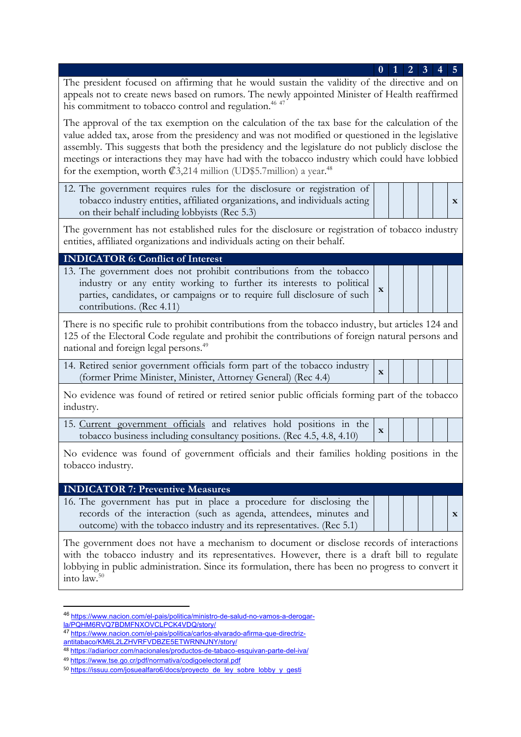| | 0 | 1 | 2 | 3 | 4 | 5 |
|---|---|---|---|---|---|---|
| The president focused on affirming that he would sustain the validity of the directive and on appeals not to create news based on rumors. The newly appointed Minister of Health reaffirmed his commitment to tobacco control and regulation.[46] [47]<br><br>The approval of the tax exemption on the calculation of the tax base for the calculation of the value added tax, arose from the presidency and was not modified or questioned in the legislative assembly. This suggests that both the presidency and the legislature do not publicly disclose the meetings or interactions they may have had with the tobacco industry which could have lobbied for the exemption, worth ₡3,214 million (UD$5.7million) a year.[48] | | | | | | |
| 12. The government requires rules for the disclosure or registration of tobacco industry entities, affiliated organizations, and individuals acting on their behalf including lobbyists (Rec 5.3) | | | | | | x |
| The government has not established rules for the disclosure or registration of tobacco industry entities, affiliated organizations and individuals acting on their behalf. | | | | | | |
| **INDICATOR 6: Conflict of Interest** | | | | | | |
| 13. The government does not prohibit contributions from the tobacco industry or any entity working to further its interests to political parties, candidates, or campaigns or to require full disclosure of such contributions. (Rec 4.11) | x | | | | | |
| There is no specific rule to prohibit contributions from the tobacco industry, but articles 124 and 125 of the Electoral Code regulate and prohibit the contributions of foreign natural persons and national and foreign legal persons.[49] | | | | | | |
| 14. Retired senior government officials form part of the tobacco industry (former Prime Minister, Minister, Attorney General) (Rec 4.4) | x | | | | | |
| No evidence was found of retired or retired senior public officials forming part of the tobacco industry. | | | | | | |
| 15. Current government officials and relatives hold positions in the tobacco business including consultancy positions. (Rec 4.5, 4.8, 4.10) | x | | | | | |
| No evidence was found of government officials and their families holding positions in the tobacco industry. | | | | | | |
| **INDICATOR 7: Preventive Measures** | | | | | | |
| 16. The government has put in place a procedure for disclosing the records of the interaction (such as agenda, attendees, minutes and outcome) with the tobacco industry and its representatives. (Rec 5.1) | | | | | | x |
| The government does not have a mechanism to document or disclose records of interactions with the tobacco industry and its representatives. However, there is a draft bill to regulate lobbying in public administration. Since its formulation, there has been no progress to convert it into law.[50] | | | | | | |

[46] https://www.nacion.com/el-pais/politica/ministro-de-salud-no-vamos-a-derogar-la/PQHM6RVQ7BDMFNXOVCLPCK4VDQ/story/

[47] https://www.nacion.com/el-pais/politica/carlos-alvarado-afirma-que-directriz-antitabaco/KM6L2LZHVRFVDBZE5ETWRNNJNY/story/

[48] https://adiariocr.com/nacionales/productos-de-tabaco-esquivan-parte-del-iva/

[49] https://www.tse.go.cr/pdf/normativa/codigoelectoral.pdf

[50] https://issuu.com/josuealfaro6/docs/proyecto_de_ley_sobre_lobby_y_gesti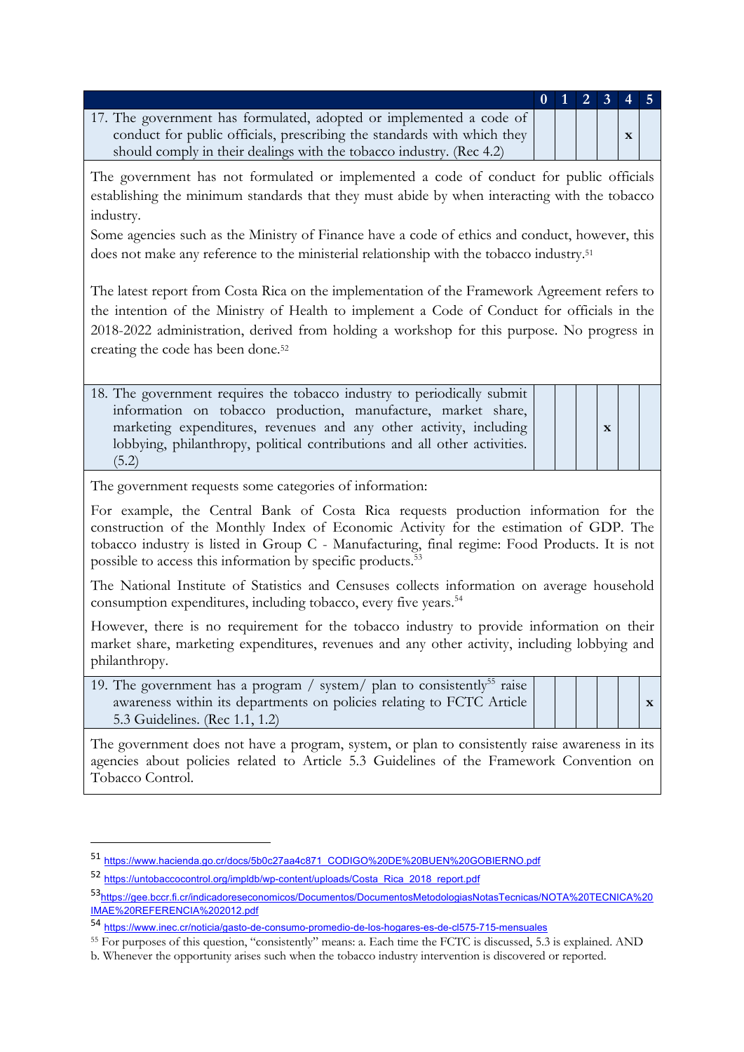| | 0 | 1 | 2 | 3 | 4 | 5 |
|---|---|---|---|---|---|---|
| 17. The government has formulated, adopted or implemented a code of conduct for public officials, prescribing the standards with which they should comply in their dealings with the tobacco industry. (Rec 4.2) | | | | | x | |

The government has not formulated or implemented a code of conduct for public officials establishing the minimum standards that they must abide by when interacting with the tobacco industry.

Some agencies such as the Ministry of Finance have a code of ethics and conduct, however, this does not make any reference to the ministerial relationship with the tobacco industry.[51]

The latest report from Costa Rica on the implementation of the Framework Agreement refers to the intention of the Ministry of Health to implement a Code of Conduct for officials in the 2018-2022 administration, derived from holding a workshop for this purpose. No progress in creating the code has been done.[52]

| | 0 | 1 | 2 | 3 | 4 | 5 |
|---|---|---|---|---|---|---|
| 18. The government requires the tobacco industry to periodically submit information on tobacco production, manufacture, market share, marketing expenditures, revenues and any other activity, including lobbying, philanthropy, political contributions and all other activities. (5.2) | | | | x | | |

The government requests some categories of information:

For example, the Central Bank of Costa Rica requests production information for the construction of the Monthly Index of Economic Activity for the estimation of GDP. The tobacco industry is listed in Group C - Manufacturing, final regime: Food Products. It is not possible to access this information by specific products.[53]

The National Institute of Statistics and Censuses collects information on average household consumption expenditures, including tobacco, every five years.[54]

However, there is no requirement for the tobacco industry to provide information on their market share, marketing expenditures, revenues and any other activity, including lobbying and philanthropy.

| | 0 | 1 | 2 | 3 | 4 | 5 |
|---|---|---|---|---|---|---|
| 19. The government has a program / system/ plan to consistently[55] raise awareness within its departments on policies relating to FCTC Article 5.3 Guidelines. (Rec 1.1, 1.2) | | | | | | x |

The government does not have a program, system, or plan to consistently raise awareness in its agencies about policies related to Article 5.3 Guidelines of the Framework Convention on Tobacco Control.

---

[51] https://www.hacienda.go.cr/docs/5b0c27aa4c871_CODIGO%20DE%20BUEN%20GOBIERNO.pdf

[52] https://untobaccocontrol.org/impldb/wp-content/uploads/Costa_Rica_2018_report.pdf

[53] https://gee.bccr.fi.cr/indicadoreseconomicos/Documentos/DocumentosMetodologiasNotasTecnicas/NOTA%20TECNICA%20IMAE%20REFERENCIA%202012.pdf

[54] https://www.inec.cr/noticia/gasto-de-consumo-promedio-de-los-hogares-es-de-cl575-715-mensuales

[55] For purposes of this question, "consistently" means: a. Each time the FCTC is discussed, 5.3 is explained. AND b. Whenever the opportunity arises such when the tobacco industry intervention is discovered or reported.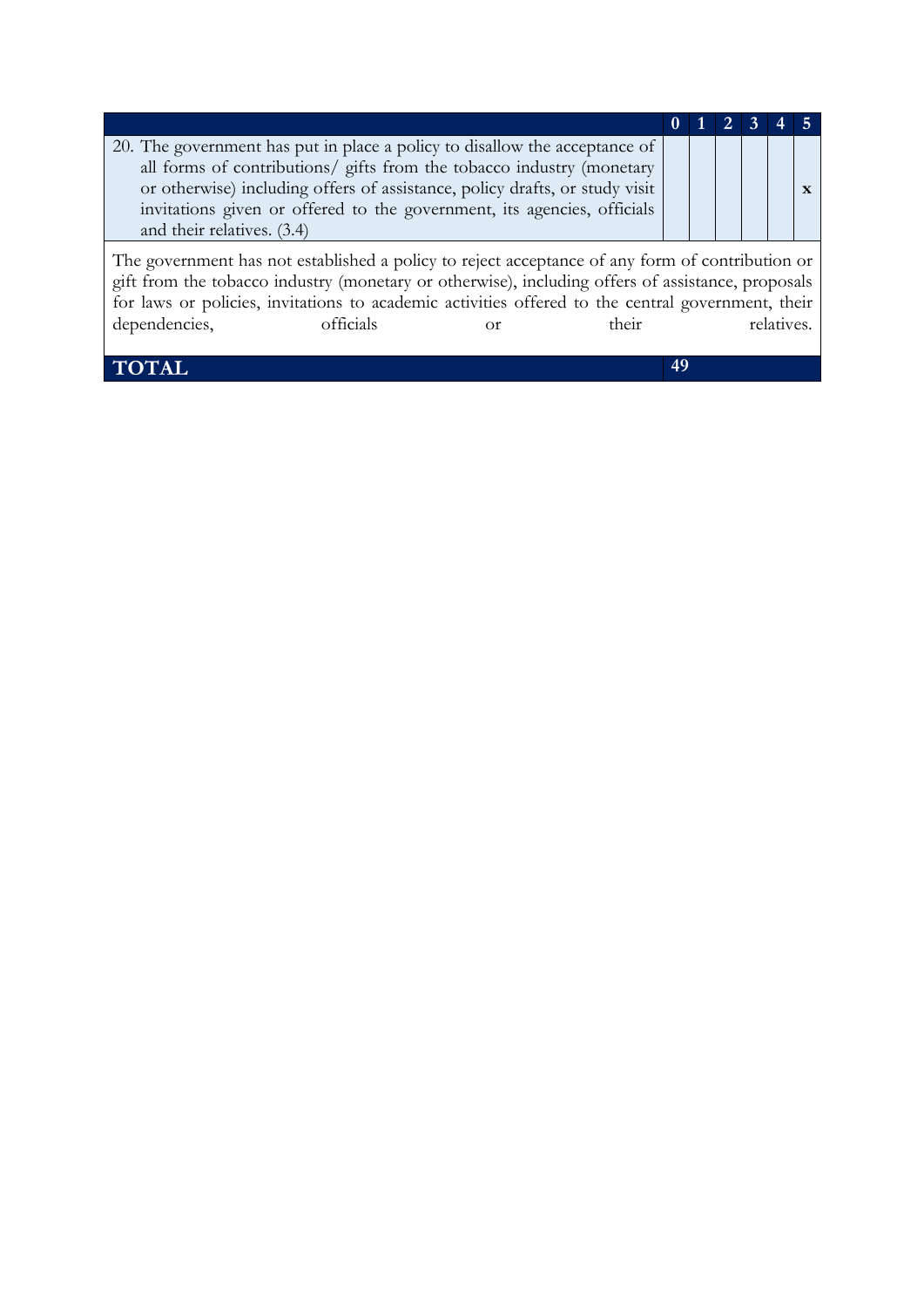| | 0 | 1 | 2 | 3 | 4 | 5 |
|---|---|---|---|---|---|---|
| 20. The government has put in place a policy to disallow the acceptance of all forms of contributions/ gifts from the tobacco industry (monetary or otherwise) including offers of assistance, policy drafts, or study visit invitations given or offered to the government, its agencies, officials and their relatives. (3.4) | | | | | | x |
| The government has not established a policy to reject acceptance of any form of contribution or gift from the tobacco industry (monetary or otherwise), including offers of assistance, proposals for laws or policies, invitations to academic activities offered to the central government, their dependencies, officials or their relatives. | | | | | | |
| **TOTAL** | 49 | | | | | |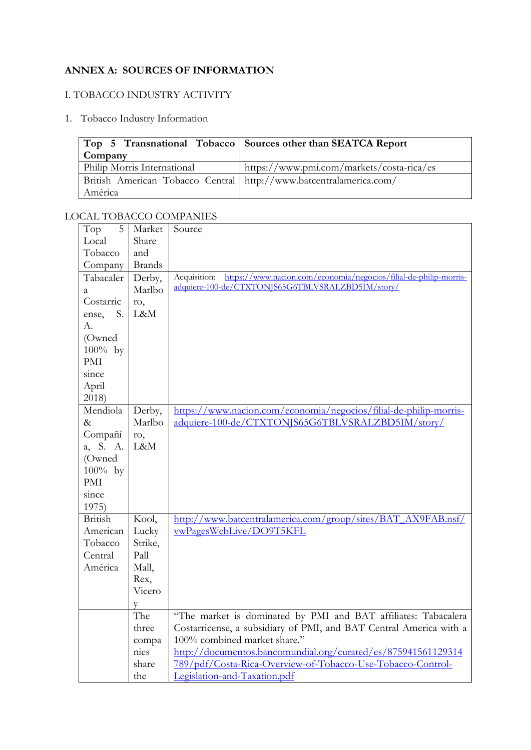**ANNEX A: SOURCES OF INFORMATION**

I. TOBACCO INDUSTRY ACTIVITY

1. Tobacco Industry Information

| **Top 5 Transnational Tobacco Company** | **Sources other than SEATCA Report** |
|---|---|
| Philip Morris International | https://www.pmi.com/markets/costa-rica/es |
| British American Tobacco Central América | http://www.batcentralamerica.com/ |

LOCAL TOBACCO COMPANIES

| Top 5 Local Tobacco Company | Market Share and Brands | Source |
|---|---|---|
| Tabacalera Costarricense, S. A. (Owned 100% by PMI since April 2018) | Derby, Marlboro, L&M | Acquisition: https://www.nacion.com/economia/negocios/filial-de-philip-morris-adquiere-100-de/CTXTONJS65G6TBLVSRALZBD5IM/story/ |
| Mendiola & Compañía, S. A. (Owned 100% by PMI since 1975) | Derby, Marlboro, L&M | https://www.nacion.com/economia/negocios/filial-de-philip-morris-adquiere-100-de/CTXTONJS65G6TBLVSRALZBD5IM/story/ |
| British American Tobacco Central América | Kool, Lucky Strike, Pall Mall, Rex, Viceroy | http://www.batcentralamerica.com/group/sites/BAT_AX9FAB.nsf/vwPagesWebLive/DO9T5KFL |
| | The three companies share the | "The market is dominated by PMI and BAT affiliates: Tabacalera Costarricense, a subsidiary of PMI, and BAT Central America with a 100% combined market share." http://documentos.bancomundial.org/curated/es/875941561129314789/pdf/Costa-Rica-Overview-of-Tobacco-Use-Tobacco-Control-Legislation-and-Taxation.pdf |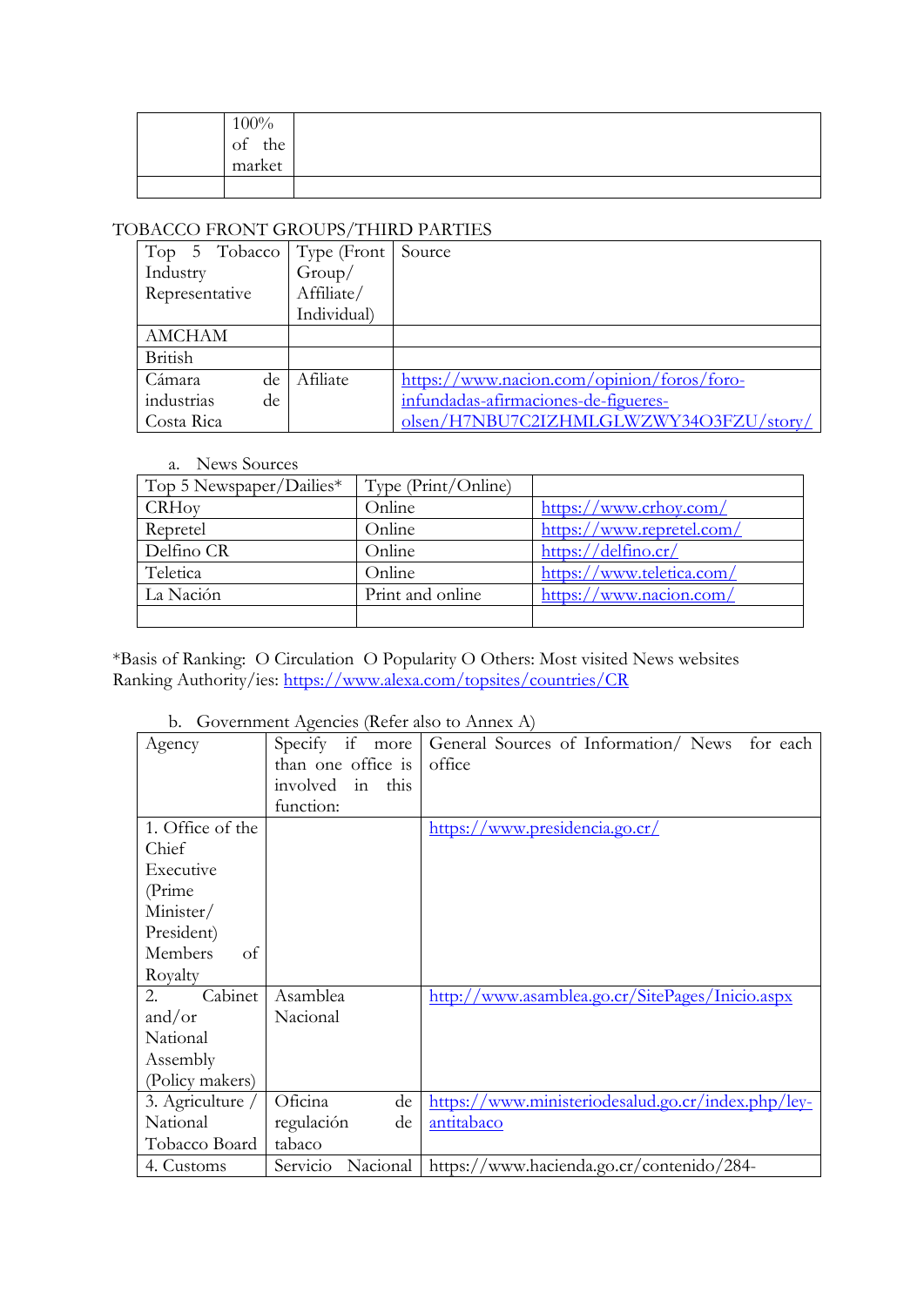|  | 100% of the market |  |
|---|---|---|
|  |  |  |

TOBACCO FRONT GROUPS/THIRD PARTIES

| Top 5 Tobacco Industry Representative | Type (Front Group/ Affiliate/ Individual) | Source |
|---|---|---|
| AMCHAM |  |  |
| British |  |  |
| Cámara de industrias de Costa Rica | Afiliate | https://www.nacion.com/opinion/foros/foro-infundadas-afirmaciones-de-figueres-olsen/H7NBU7C2IZHMLGLWZWY34O3FZU/story/ |

a. News Sources

| Top 5 Newspaper/Dailies* | Type (Print/Online) |  |
|---|---|---|
| CRHoy | Online | https://www.crhoy.com/ |
| Repretel | Online | https://www.repretel.com/ |
| Delfino CR | Online | https://delfino.cr/ |
| Teletica | Online | https://www.teletica.com/ |
| La Nación | Print and online | https://www.nacion.com/ |
|  |  |  |

*Basis of Ranking: O Circulation O Popularity O Others: Most visited News websites
Ranking Authority/ies: https://www.alexa.com/topsites/countries/CR

b. Government Agencies (Refer also to Annex A)

| Agency | Specify if more than one office is involved in this function: | General Sources of Information/ News for each office |
|---|---|---|
| 1. Office of the Chief Executive (Prime Minister/ President) Members of Royalty |  | https://www.presidencia.go.cr/ |
| 2. Cabinet and/or National Assembly (Policy makers) | Asamblea Nacional | http://www.asamblea.go.cr/SitePages/Inicio.aspx |
| 3. Agriculture / National Tobacco Board | Oficina de regulación de tabaco | https://www.ministeriodesalud.go.cr/index.php/ley-antitabaco |
| 4. Customs | Servicio Nacional | https://www.hacienda.go.cr/contenido/284- |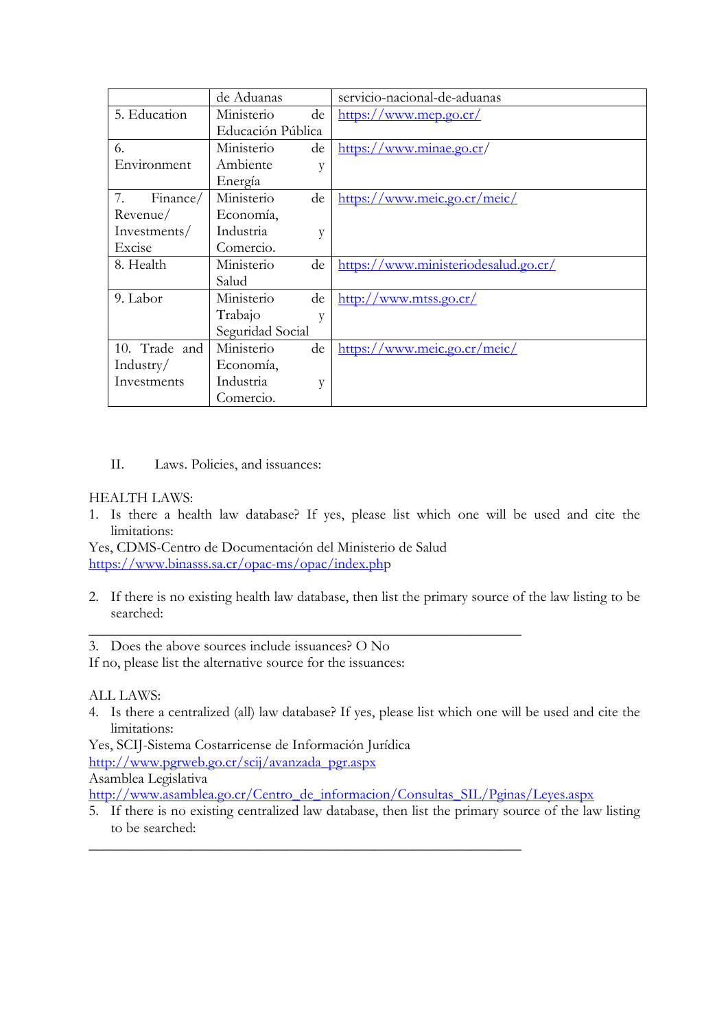| | | |
|---|---|---|
| | de Aduanas | servicio-nacional-de-aduanas |
| 5. Education | Ministerio de Educación Pública | https://www.mep.go.cr/ |
| 6. Environment | Ministerio de Ambiente y Energía | https://www.minae.go.cr/ |
| 7. Finance/ Revenue/ Investments/ Excise | Ministerio de Economía, Industria y Comercio. | https://www.meic.go.cr/meic/ |
| 8. Health | Ministerio de Salud | https://www.ministeriodesalud.go.cr/ |
| 9. Labor | Ministerio de Trabajo y Seguridad Social | http://www.mtss.go.cr/ |
| 10. Trade and Industry/ Investments | Ministerio de Economía, Industria y Comercio. | https://www.meic.go.cr/meic/ |

II. Laws. Policies, and issuances:

HEALTH LAWS:

1. Is there a health law database? If yes, please list which one will be used and cite the limitations:

Yes, CDMS-Centro de Documentación del Ministerio de Salud
https://www.binasss.sa.cr/opac-ms/opac/index.php

2. If there is no existing health law database, then list the primary source of the law listing to be searched:

_______________________________________________________________

3. Does the above sources include issuances? O No

If no, please list the alternative source for the issuances:

ALL LAWS:

4. Is there a centralized (all) law database? If yes, please list which one will be used and cite the limitations:

Yes, SCIJ-Sistema Costarricense de Información Jurídica
http://www.pgrweb.go.cr/scij/avanzada_pgr.aspx
Asamblea Legislativa
http://www.asamblea.go.cr/Centro_de_informacion/Consultas_SIL/Pginas/Leyes.aspx

5. If there is no existing centralized law database, then list the primary source of the law listing to be searched:

_______________________________________________________________